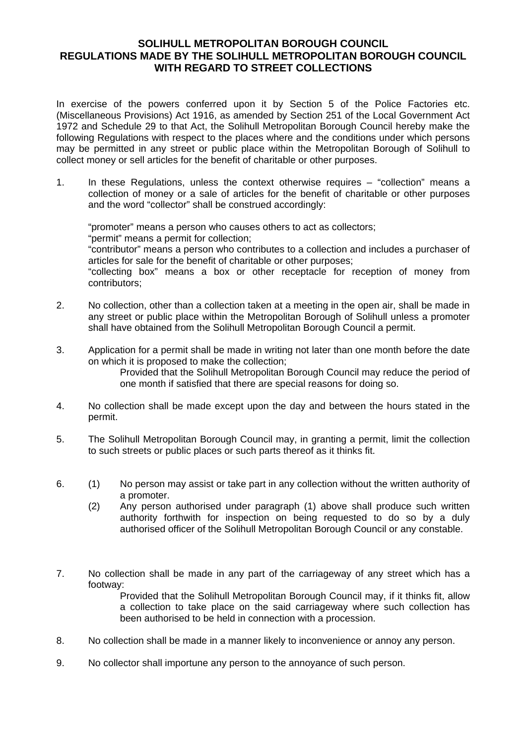# SOLIHULL METROPOLITAN BOROUGH COUNCIL
## REGULATIONS MADE BY THE SOLIHULL METROPOLITAN BOROUGH COUNCIL WITH REGARD TO STREET COLLECTIONS

In exercise of the powers conferred upon it by Section 5 of the Police Factories etc. (Miscellaneous Provisions) Act 1916, as amended by Section 251 of the Local Government Act 1972 and Schedule 29 to that Act, the Solihull Metropolitan Borough Council hereby make the following Regulations with respect to the places where and the conditions under which persons may be permitted in any street or public place within the Metropolitan Borough of Solihull to collect money or sell articles for the benefit of charitable or other purposes.

1. In these Regulations, unless the context otherwise requires – "collection" means a collection of money or a sale of articles for the benefit of charitable or other purposes and the word "collector" shall be construed accordingly:

   "promoter" means a person who causes others to act as collectors;
   "permit" means a permit for collection;
   "contributor" means a person who contributes to a collection and includes a purchaser of articles for sale for the benefit of charitable or other purposes;
   "collecting box" means a box or other receptacle for reception of money from contributors;

2. No collection, other than a collection taken at a meeting in the open air, shall be made in any street or public place within the Metropolitan Borough of Solihull unless a promoter shall have obtained from the Solihull Metropolitan Borough Council a permit.

3. Application for a permit shall be made in writing not later than one month before the date on which it is proposed to make the collection;

   Provided that the Solihull Metropolitan Borough Council may reduce the period of one month if satisfied that there are special reasons for doing so.

4. No collection shall be made except upon the day and between the hours stated in the permit.

5. The Solihull Metropolitan Borough Council may, in granting a permit, limit the collection to such streets or public places or such parts thereof as it thinks fit.

6. (1) No person may assist or take part in any collection without the written authority of a promoter.

   (2) Any person authorised under paragraph (1) above shall produce such written authority forthwith for inspection on being requested to do so by a duly authorised officer of the Solihull Metropolitan Borough Council or any constable.

7. No collection shall be made in any part of the carriageway of any street which has a footway:

   Provided that the Solihull Metropolitan Borough Council may, if it thinks fit, allow a collection to take place on the said carriageway where such collection has been authorised to be held in connection with a procession.

8. No collection shall be made in a manner likely to inconvenience or annoy any person.

9. No collector shall importune any person to the annoyance of such person.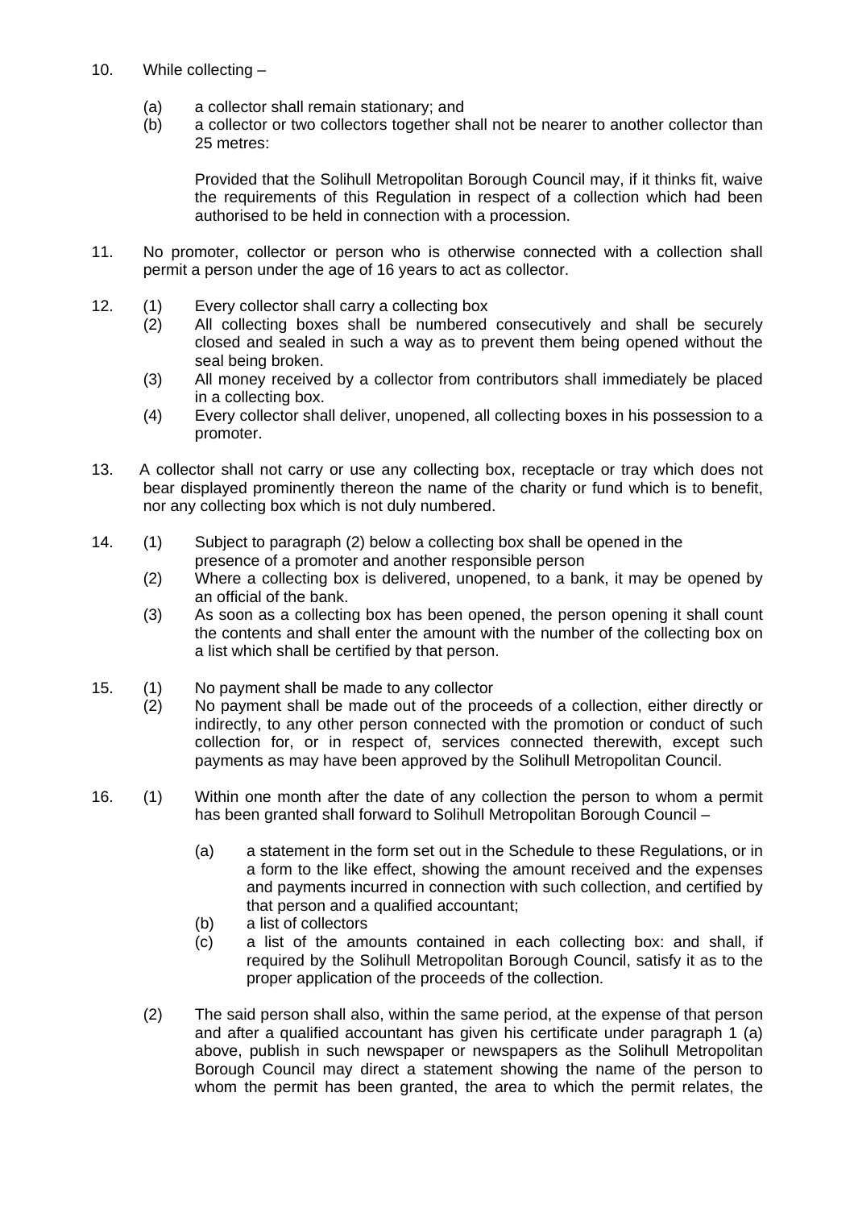10. While collecting –

    (a) a collector shall remain stationary; and
    (b) a collector or two collectors together shall not be nearer to another collector than 25 metres:

    Provided that the Solihull Metropolitan Borough Council may, if it thinks fit, waive the requirements of this Regulation in respect of a collection which had been authorised to be held in connection with a procession.

11. No promoter, collector or person who is otherwise connected with a collection shall permit a person under the age of 16 years to act as collector.

12. (1) Every collector shall carry a collecting box
    (2) All collecting boxes shall be numbered consecutively and shall be securely closed and sealed in such a way as to prevent them being opened without the seal being broken.
    (3) All money received by a collector from contributors shall immediately be placed in a collecting box.
    (4) Every collector shall deliver, unopened, all collecting boxes in his possession to a promoter.

13. A collector shall not carry or use any collecting box, receptacle or tray which does not bear displayed prominently thereon the name of the charity or fund which is to benefit, nor any collecting box which is not duly numbered.

14. (1) Subject to paragraph (2) below a collecting box shall be opened in the presence of a promoter and another responsible person
    (2) Where a collecting box is delivered, unopened, to a bank, it may be opened by an official of the bank.
    (3) As soon as a collecting box has been opened, the person opening it shall count the contents and shall enter the amount with the number of the collecting box on a list which shall be certified by that person.

15. (1) No payment shall be made to any collector
    (2) No payment shall be made out of the proceeds of a collection, either directly or indirectly, to any other person connected with the promotion or conduct of such collection for, or in respect of, services connected therewith, except such payments as may have been approved by the Solihull Metropolitan Council.

16. (1) Within one month after the date of any collection the person to whom a permit has been granted shall forward to Solihull Metropolitan Borough Council –

        (a) a statement in the form set out in the Schedule to these Regulations, or in a form to the like effect, showing the amount received and the expenses and payments incurred in connection with such collection, and certified by that person and a qualified accountant;
        (b) a list of collectors
        (c) a list of the amounts contained in each collecting box: and shall, if required by the Solihull Metropolitan Borough Council, satisfy it as to the proper application of the proceeds of the collection.

    (2) The said person shall also, within the same period, at the expense of that person and after a qualified accountant has given his certificate under paragraph 1 (a) above, publish in such newspaper or newspapers as the Solihull Metropolitan Borough Council may direct a statement showing the name of the person to whom the permit has been granted, the area to which the permit relates, the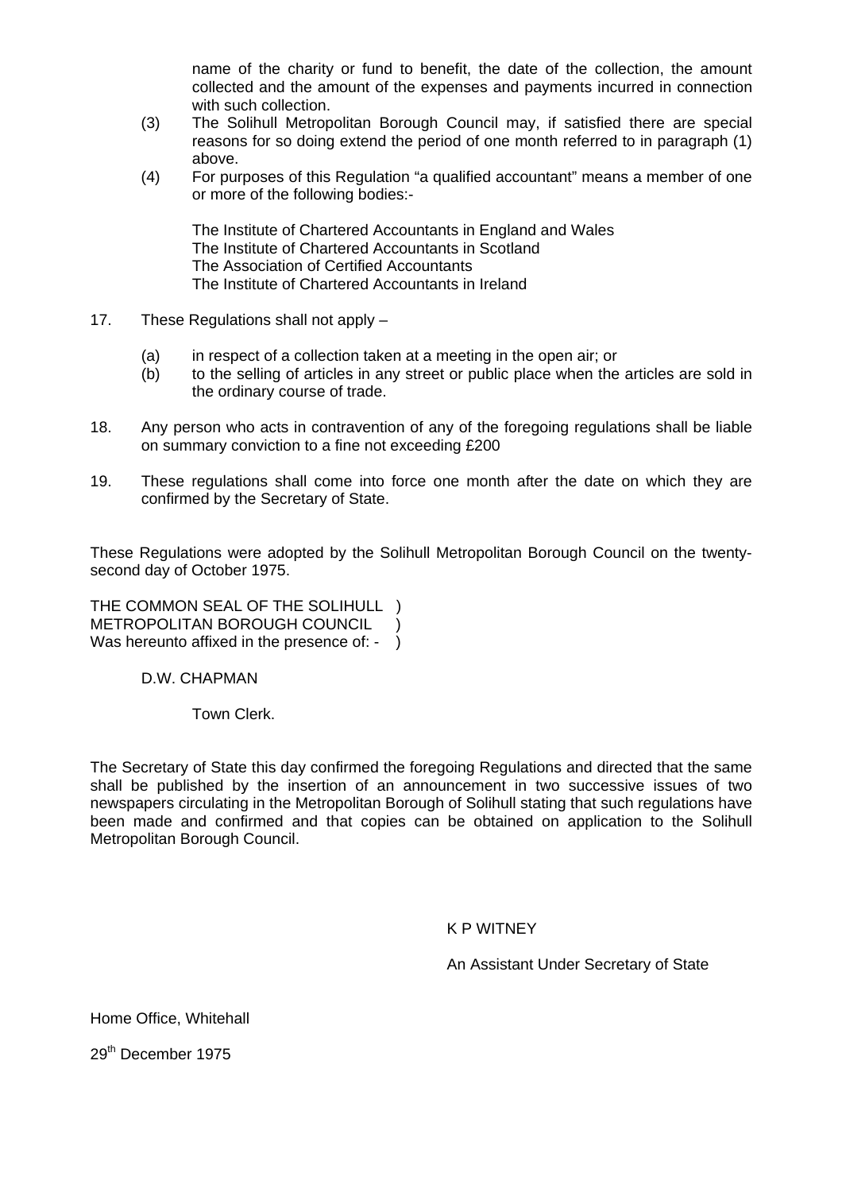name of the charity or fund to benefit, the date of the collection, the amount collected and the amount of the expenses and payments incurred in connection with such collection.

(3) The Solihull Metropolitan Borough Council may, if satisfied there are special reasons for so doing extend the period of one month referred to in paragraph (1) above.

(4) For purposes of this Regulation "a qualified accountant" means a member of one or more of the following bodies:-

The Institute of Chartered Accountants in England and Wales
The Institute of Chartered Accountants in Scotland
The Association of Certified Accountants
The Institute of Chartered Accountants in Ireland

17. These Regulations shall not apply –

(a) in respect of a collection taken at a meeting in the open air; or
(b) to the selling of articles in any street or public place when the articles are sold in the ordinary course of trade.

18. Any person who acts in contravention of any of the foregoing regulations shall be liable on summary conviction to a fine not exceeding £200

19. These regulations shall come into force one month after the date on which they are confirmed by the Secretary of State.

These Regulations were adopted by the Solihull Metropolitan Borough Council on the twenty-second day of October 1975.

THE COMMON SEAL OF THE SOLIHULL )
METROPOLITAN BOROUGH COUNCIL )
Was hereunto affixed in the presence of: - )

D.W. CHAPMAN

Town Clerk.

The Secretary of State this day confirmed the foregoing Regulations and directed that the same shall be published by the insertion of an announcement in two successive issues of two newspapers circulating in the Metropolitan Borough of Solihull stating that such regulations have been made and confirmed and that copies can be obtained on application to the Solihull Metropolitan Borough Council.

K P WITNEY

An Assistant Under Secretary of State

Home Office, Whitehall

29th December 1975